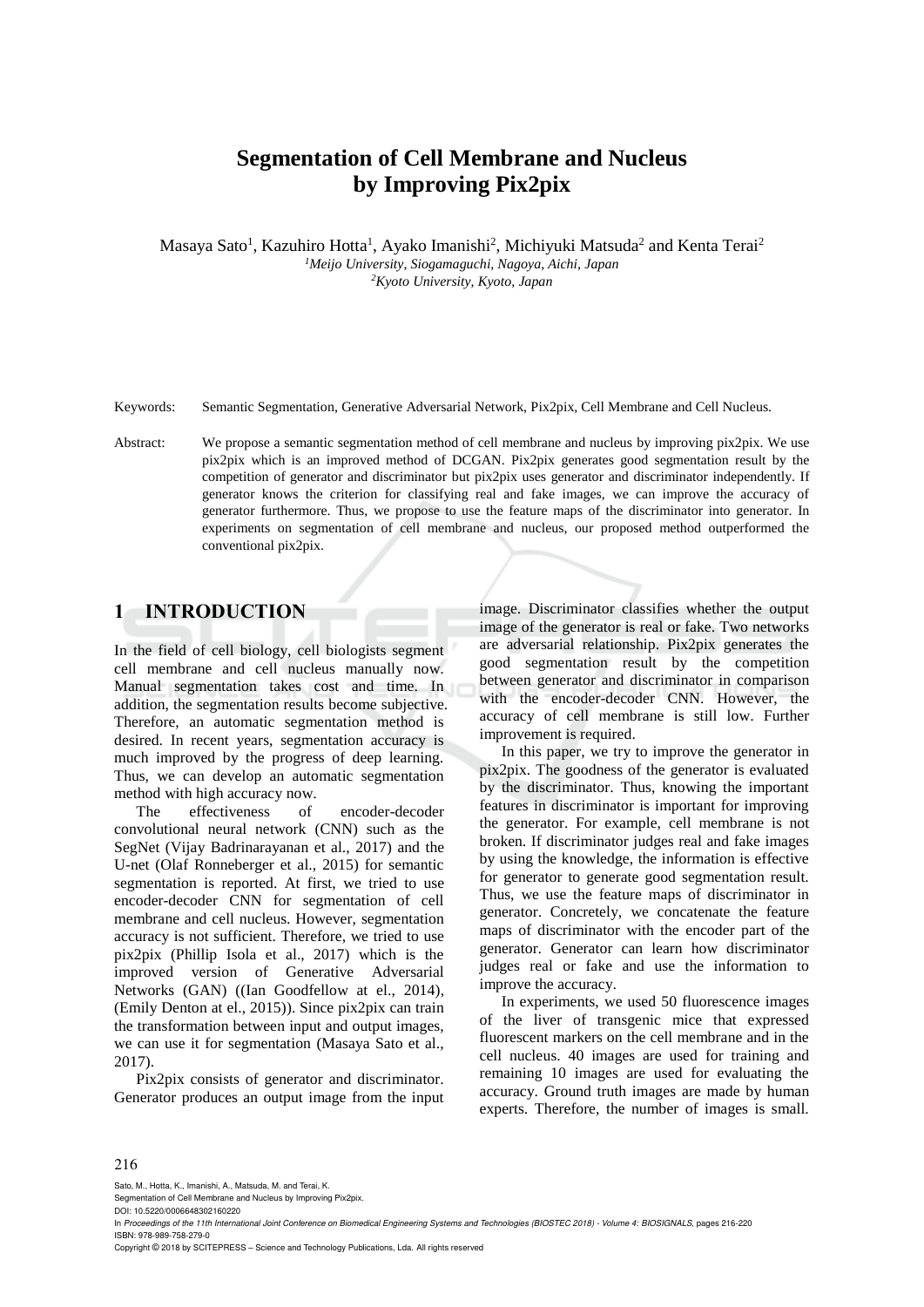# Segmentation of Cell Membrane and Nucleus by Improving Pix2pix

Masaya Sato[1], Kazuhiro Hotta[1], Ayako Imanishi[2], Michiyuki Matsuda[2] and Kenta Terai[2]

[1] *Meijo University, Siogamaguchi, Nagoya, Aichi, Japan*

[2] *Kyoto University, Kyoto, Japan*

Keywords: Semantic Segmentation, Generative Adversarial Network, Pix2pix, Cell Membrane and Cell Nucleus.

Abstract: We propose a semantic segmentation method of cell membrane and nucleus by improving pix2pix. We use pix2pix which is an improved method of DCGAN. Pix2pix generates good segmentation result by the competition of generator and discriminator but pix2pix uses generator and discriminator independently. If generator knows the criterion for classifying real and fake images, we can improve the accuracy of generator furthermore. Thus, we propose to use the feature maps of the discriminator into generator. In experiments on segmentation of cell membrane and nucleus, our proposed method outperformed the conventional pix2pix.

## 1 INTRODUCTION

In the field of cell biology, cell biologists segment cell membrane and cell nucleus manually now. Manual segmentation takes cost and time. In addition, the segmentation results become subjective. Therefore, an automatic segmentation method is desired. In recent years, segmentation accuracy is much improved by the progress of deep learning. Thus, we can develop an automatic segmentation method with high accuracy now.

The effectiveness of encoder-decoder convolutional neural network (CNN) such as the SegNet (Vijay Badrinarayanan et al., 2017) and the U-net (Olaf Ronneberger et al., 2015) for semantic segmentation is reported. At first, we tried to use encoder-decoder CNN for segmentation of cell membrane and cell nucleus. However, segmentation accuracy is not sufficient. Therefore, we tried to use pix2pix (Phillip Isola et al., 2017) which is the improved version of Generative Adversarial Networks (GAN) ((Ian Goodfellow at el., 2014), (Emily Denton at el., 2015)). Since pix2pix can train the transformation between input and output images, we can use it for segmentation (Masaya Sato et al., 2017).

Pix2pix consists of generator and discriminator. Generator produces an output image from the input image. Discriminator classifies whether the output image of the generator is real or fake. Two networks are adversarial relationship. Pix2pix generates the good segmentation result by the competition between generator and discriminator in comparison with the encoder-decoder CNN. However, the accuracy of cell membrane is still low. Further improvement is required.

In this paper, we try to improve the generator in pix2pix. The goodness of the generator is evaluated by the discriminator. Thus, knowing the important features in discriminator is important for improving the generator. For example, cell membrane is not broken. If discriminator judges real and fake images by using the knowledge, the information is effective for generator to generate good segmentation result. Thus, we use the feature maps of discriminator in generator. Concretely, we concatenate the feature maps of discriminator with the encoder part of the generator. Generator can learn how discriminator judges real or fake and use the information to improve the accuracy.

In experiments, we used 50 fluorescence images of the liver of transgenic mice that expressed fluorescent markers on the cell membrane and in the cell nucleus. 40 images are used for training and remaining 10 images are used for evaluating the accuracy. Ground truth images are made by human experts. Therefore, the number of images is small.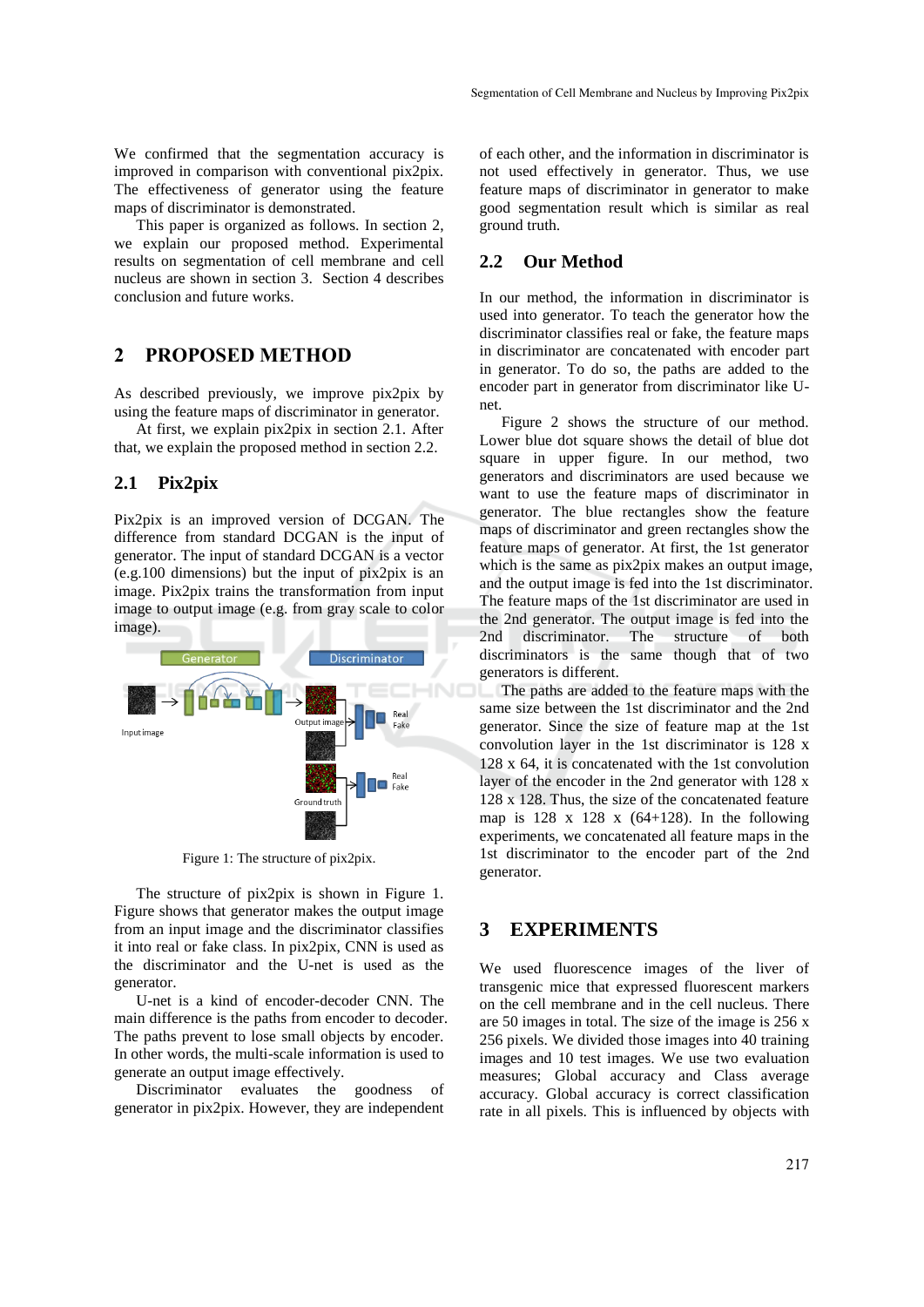We confirmed that the segmentation accuracy is improved in comparison with conventional pix2pix. The effectiveness of generator using the feature maps of discriminator is demonstrated.

This paper is organized as follows. In section 2, we explain our proposed method. Experimental results on segmentation of cell membrane and cell nucleus are shown in section 3. Section 4 describes conclusion and future works.

## 2 PROPOSED METHOD

As described previously, we improve pix2pix by using the feature maps of discriminator in generator.

At first, we explain pix2pix in section 2.1. After that, we explain the proposed method in section 2.2.

### 2.1 Pix2pix

Pix2pix is an improved version of DCGAN. The difference from standard DCGAN is the input of generator. The input of standard DCGAN is a vector (e.g.100 dimensions) but the input of pix2pix is an image. Pix2pix trains the transformation from input image to output image (e.g. from gray scale to color image).

Figure 1: The structure of pix2pix.

The structure of pix2pix is shown in Figure 1. Figure shows that generator makes the output image from an input image and the discriminator classifies it into real or fake class. In pix2pix, CNN is used as the discriminator and the U-net is used as the generator.

U-net is a kind of encoder-decoder CNN. The main difference is the paths from encoder to decoder. The paths prevent to lose small objects by encoder. In other words, the multi-scale information is used to generate an output image effectively.

Discriminator evaluates the goodness of generator in pix2pix. However, they are independent of each other, and the information in discriminator is not used effectively in generator. Thus, we use feature maps of discriminator in generator to make good segmentation result which is similar as real ground truth.

### 2.2 Our Method

In our method, the information in discriminator is used into generator. To teach the generator how the discriminator classifies real or fake, the feature maps in discriminator are concatenated with encoder part in generator. To do so, the paths are added to the encoder part in generator from discriminator like U-net.

Figure 2 shows the structure of our method. Lower blue dot square shows the detail of blue dot square in upper figure. In our method, two generators and discriminators are used because we want to use the feature maps of discriminator in generator. The blue rectangles show the feature maps of discriminator and green rectangles show the feature maps of generator. At first, the 1st generator which is the same as pix2pix makes an output image, and the output image is fed into the 1st discriminator. The feature maps of the 1st discriminator are used in the 2nd generator. The output image is fed into the 2nd discriminator. The structure of both discriminators is the same though that of two generators is different.

The paths are added to the feature maps with the same size between the 1st discriminator and the 2nd generator. Since the size of feature map at the 1st convolution layer in the 1st discriminator is 128 x 128 x 64, it is concatenated with the 1st convolution layer of the encoder in the 2nd generator with 128 x 128 x 128. Thus, the size of the concatenated feature map is 128 x 128 x (64+128). In the following experiments, we concatenated all feature maps in the 1st discriminator to the encoder part of the 2nd generator.

## 3 EXPERIMENTS

We used fluorescence images of the liver of transgenic mice that expressed fluorescent markers on the cell membrane and in the cell nucleus. There are 50 images in total. The size of the image is 256 x 256 pixels. We divided those images into 40 training images and 10 test images. We use two evaluation measures; Global accuracy and Class average accuracy. Global accuracy is correct classification rate in all pixels. This is influenced by objects with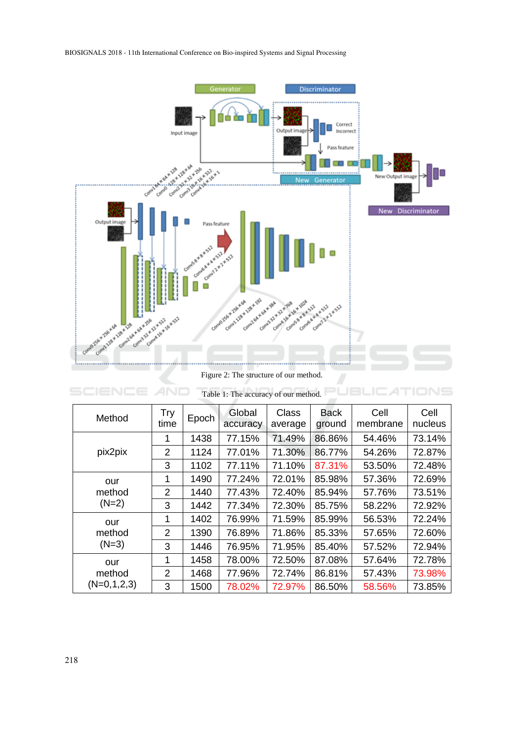Figure 2: The structure of our method.

Table 1: The accuracy of our method.

| Method | Try time | Epoch | Global accuracy | Class average | Back ground | Cell membrane | Cell nucleus |
|---|---|---|---|---|---|---|---|
| pix2pix | 1 | 1438 | 77.15% | 71.49% | 86.86% | 54.46% | 73.14% |
| | 2 | 1124 | 77.01% | 71.30% | 86.77% | 54.26% | 72.87% |
| | 3 | 1102 | 77.11% | 71.10% | 87.31% | 53.50% | 72.48% |
| our method (N=2) | 1 | 1490 | 77.24% | 72.01% | 85.98% | 57.36% | 72.69% |
| | 2 | 1440 | 77.43% | 72.40% | 85.94% | 57.76% | 73.51% |
| | 3 | 1442 | 77.34% | 72.30% | 85.75% | 58.22% | 72.92% |
| our method (N=3) | 1 | 1402 | 76.99% | 71.59% | 85.99% | 56.53% | 72.24% |
| | 2 | 1390 | 76.89% | 71.86% | 85.33% | 57.65% | 72.60% |
| | 3 | 1446 | 76.95% | 71.95% | 85.40% | 57.52% | 72.94% |
| our method (N=0,1,2,3) | 1 | 1458 | 78.00% | 72.50% | 87.08% | 57.64% | 72.78% |
| | 2 | 1468 | 77.96% | 72.74% | 86.81% | 57.43% | 73.98% |
| | 3 | 1500 | 78.02% | 72.97% | 86.50% | 58.56% | 73.85% |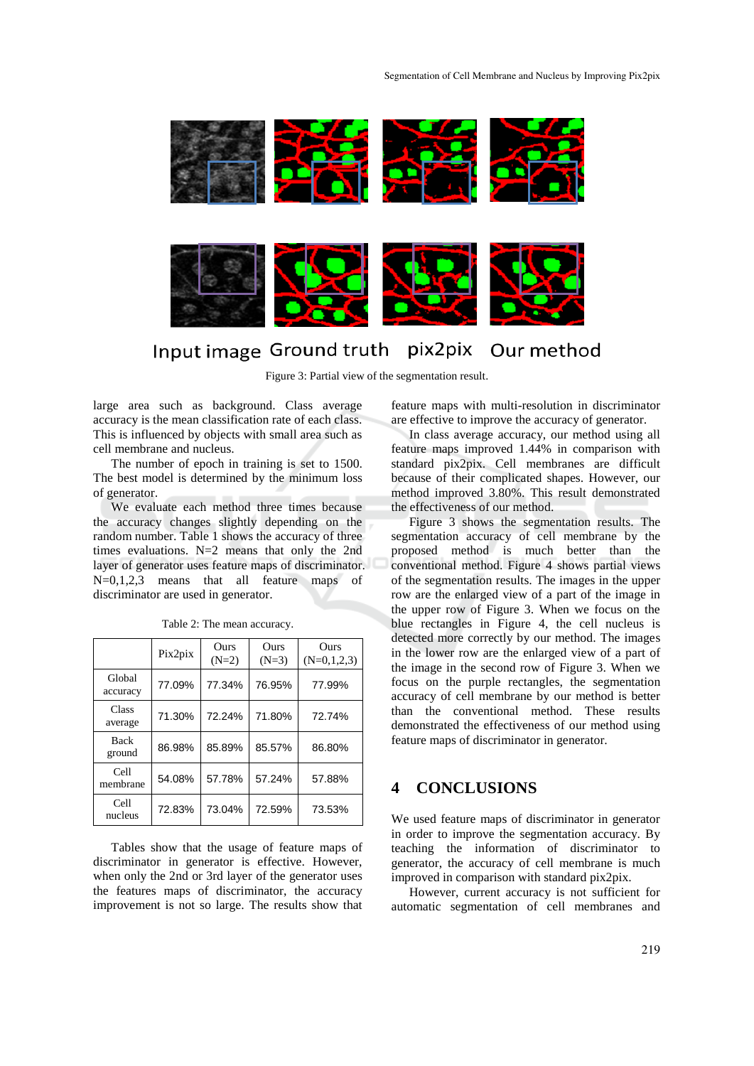Input image Ground truth pix2pix Our method

Figure 3: Partial view of the segmentation result.

large area such as background. Class average accuracy is the mean classification rate of each class. This is influenced by objects with small area such as cell membrane and nucleus.

The number of epoch in training is set to 1500. The best model is determined by the minimum loss of generator.

We evaluate each method three times because the accuracy changes slightly depending on the random number. Table 1 shows the accuracy of three times evaluations. N=2 means that only the 2nd layer of generator uses feature maps of discriminator. N=0,1,2,3 means that all feature maps of discriminator are used in generator.

Table 2: The mean accuracy.

| | Pix2pix | Ours (N=2) | Ours (N=3) | Ours (N=0,1,2,3) |
|---|---|---|---|---|
| Global accuracy | 77.09% | 77.34% | 76.95% | 77.99% |
| Class average | 71.30% | 72.24% | 71.80% | 72.74% |
| Back ground | 86.98% | 85.89% | 85.57% | 86.80% |
| Cell membrane | 54.08% | 57.78% | 57.24% | 57.88% |
| Cell nucleus | 72.83% | 73.04% | 72.59% | 73.53% |

Tables show that the usage of feature maps of discriminator in generator is effective. However, when only the 2nd or 3rd layer of the generator uses the features maps of discriminator, the accuracy improvement is not so large. The results show that feature maps with multi-resolution in discriminator are effective to improve the accuracy of generator.

In class average accuracy, our method using all feature maps improved 1.44% in comparison with standard pix2pix. Cell membranes are difficult because of their complicated shapes. However, our method improved 3.80%. This result demonstrated the effectiveness of our method.

Figure 3 shows the segmentation results. The segmentation accuracy of cell membrane by the proposed method is much better than the conventional method. Figure 4 shows partial views of the segmentation results. The images in the upper row are the enlarged view of a part of the image in the upper row of Figure 3. When we focus on the blue rectangles in Figure 4, the cell nucleus is detected more correctly by our method. The images in the lower row are the enlarged view of a part of the image in the second row of Figure 3. When we focus on the purple rectangles, the segmentation accuracy of cell membrane by our method is better than the conventional method. These results demonstrated the effectiveness of our method using feature maps of discriminator in generator.

## 4 CONCLUSIONS

We used feature maps of discriminator in generator in order to improve the segmentation accuracy. By teaching the information of discriminator to generator, the accuracy of cell membrane is much improved in comparison with standard pix2pix.

However, current accuracy is not sufficient for automatic segmentation of cell membranes and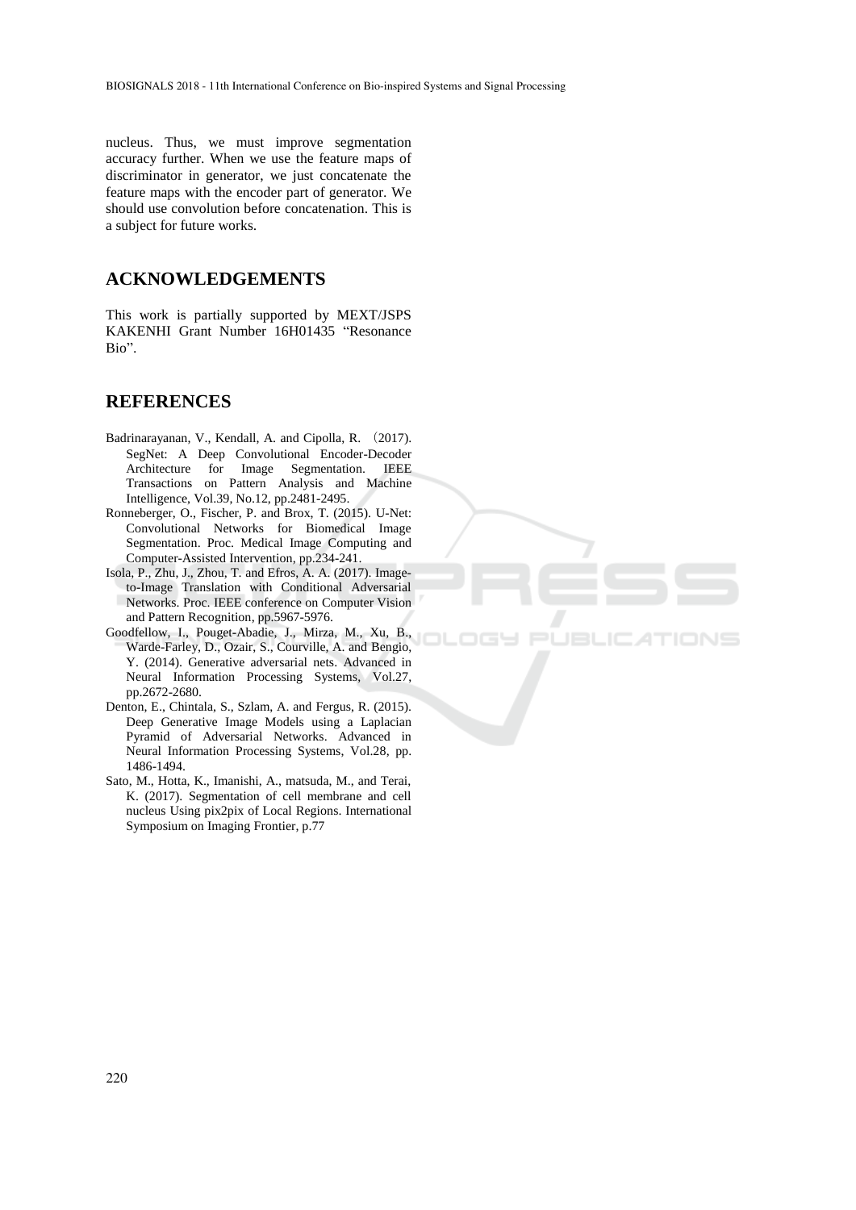nucleus. Thus, we must improve segmentation accuracy further. When we use the feature maps of discriminator in generator, we just concatenate the feature maps with the encoder part of generator. We should use convolution before concatenation. This is a subject for future works.

## ACKNOWLEDGEMENTS

This work is partially supported by MEXT/JSPS KAKENHI Grant Number 16H01435 "Resonance Bio".

## REFERENCES

Badrinarayanan, V., Kendall, A. and Cipolla, R. （2017). SegNet: A Deep Convolutional Encoder-Decoder Architecture for Image Segmentation. IEEE Transactions on Pattern Analysis and Machine Intelligence, Vol.39, No.12, pp.2481-2495.

Ronneberger, O., Fischer, P. and Brox, T. (2015). U-Net: Convolutional Networks for Biomedical Image Segmentation. Proc. Medical Image Computing and Computer-Assisted Intervention, pp.234-241.

Isola, P., Zhu, J., Zhou, T. and Efros, A. A. (2017). Image-to-Image Translation with Conditional Adversarial Networks. Proc. IEEE conference on Computer Vision and Pattern Recognition, pp.5967-5976.

Goodfellow, I., Pouget-Abadie, J., Mirza, M., Xu, B., Warde-Farley, D., Ozair, S., Courville, A. and Bengio, Y. (2014). Generative adversarial nets. Advanced in Neural Information Processing Systems, Vol.27, pp.2672-2680.

Denton, E., Chintala, S., Szlam, A. and Fergus, R. (2015). Deep Generative Image Models using a Laplacian Pyramid of Adversarial Networks. Advanced in Neural Information Processing Systems, Vol.28, pp. 1486-1494.

Sato, M., Hotta, K., Imanishi, A., matsuda, M., and Terai, K. (2017). Segmentation of cell membrane and cell nucleus Using pix2pix of Local Regions. International Symposium on Imaging Frontier, p.77